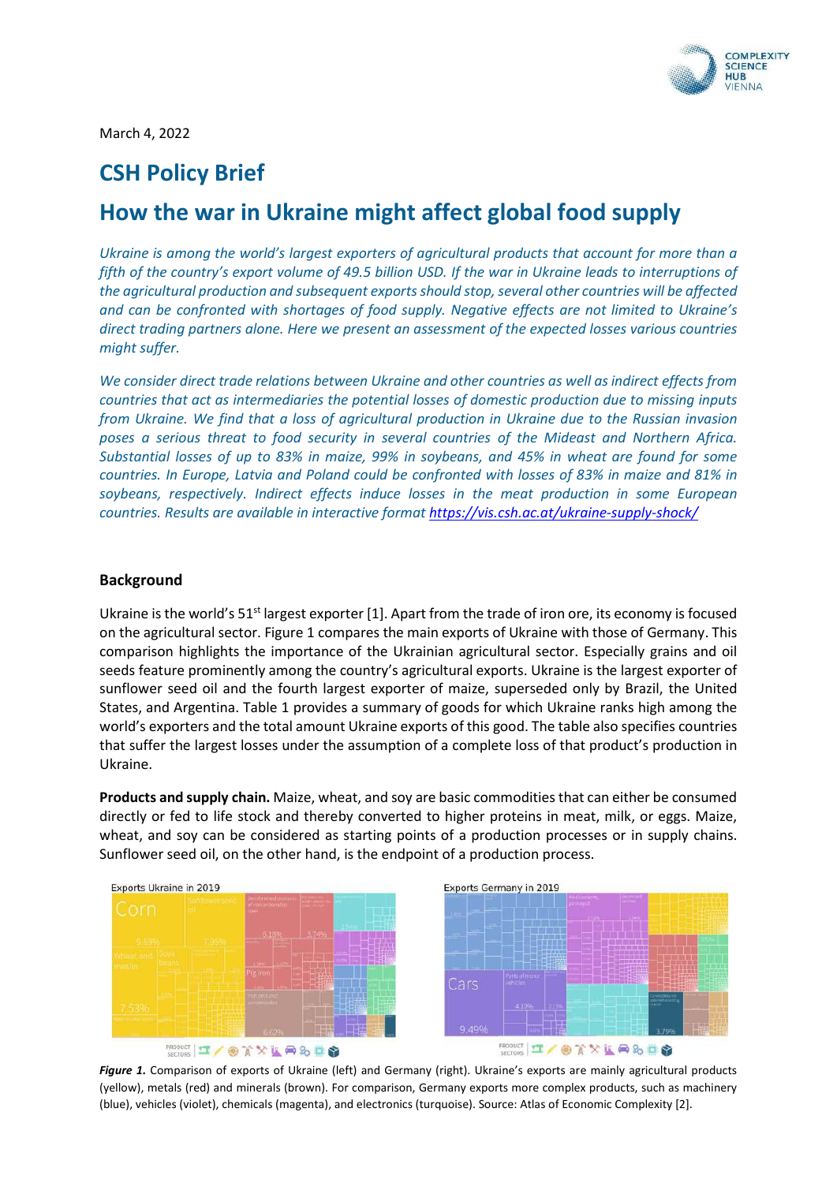March 4, 2022

# CSH Policy Brief

# How the war in Ukraine might affect global food supply

*Ukraine is among the world's largest exporters of agricultural products that account for more than a fifth of the country's export volume of 49.5 billion USD. If the war in Ukraine leads to interruptions of the agricultural production and subsequent exports should stop, several other countries will be affected and can be confronted with shortages of food supply. Negative effects are not limited to Ukraine's direct trading partners alone. Here we present an assessment of the expected losses various countries might suffer.*

*We consider direct trade relations between Ukraine and other countries as well as indirect effects from countries that act as intermediaries the potential losses of domestic production due to missing inputs from Ukraine. We find that a loss of agricultural production in Ukraine due to the Russian invasion poses a serious threat to food security in several countries of the Mideast and Northern Africa. Substantial losses of up to 83% in maize, 99% in soybeans, and 45% in wheat are found for some countries. In Europe, Latvia and Poland could be confronted with losses of 83% in maize and 81% in soybeans, respectively. Indirect effects induce losses in the meat production in some European countries. Results are available in interactive format [https://vis.csh.ac.at/ukraine-supply-shock/](https://vis.csh.ac.at/ukraine-supply-shock/)*

## Background

Ukraine is the world's 51st largest exporter [1]. Apart from the trade of iron ore, its economy is focused on the agricultural sector. Figure 1 compares the main exports of Ukraine with those of Germany. This comparison highlights the importance of the Ukrainian agricultural sector. Especially grains and oil seeds feature prominently among the country's agricultural exports. Ukraine is the largest exporter of sunflower seed oil and the fourth largest exporter of maize, superseded only by Brazil, the United States, and Argentina. Table 1 provides a summary of goods for which Ukraine ranks high among the world's exporters and the total amount Ukraine exports of this good. The table also specifies countries that suffer the largest losses under the assumption of a complete loss of that product's production in Ukraine.

**Products and supply chain.** Maize, wheat, and soy are basic commodities that can either be consumed directly or fed to life stock and thereby converted to higher proteins in meat, milk, or eggs. Maize, wheat, and soy can be considered as starting points of a production processes or in supply chains. Sunflower seed oil, on the other hand, is the endpoint of a production process.

***Figure 1.*** Comparison of exports of Ukraine (left) and Germany (right). Ukraine's exports are mainly agricultural products (yellow), metals (red) and minerals (brown). For comparison, Germany exports more complex products, such as machinery (blue), vehicles (violet), chemicals (magenta), and electronics (turquoise). Source: Atlas of Economic Complexity [2].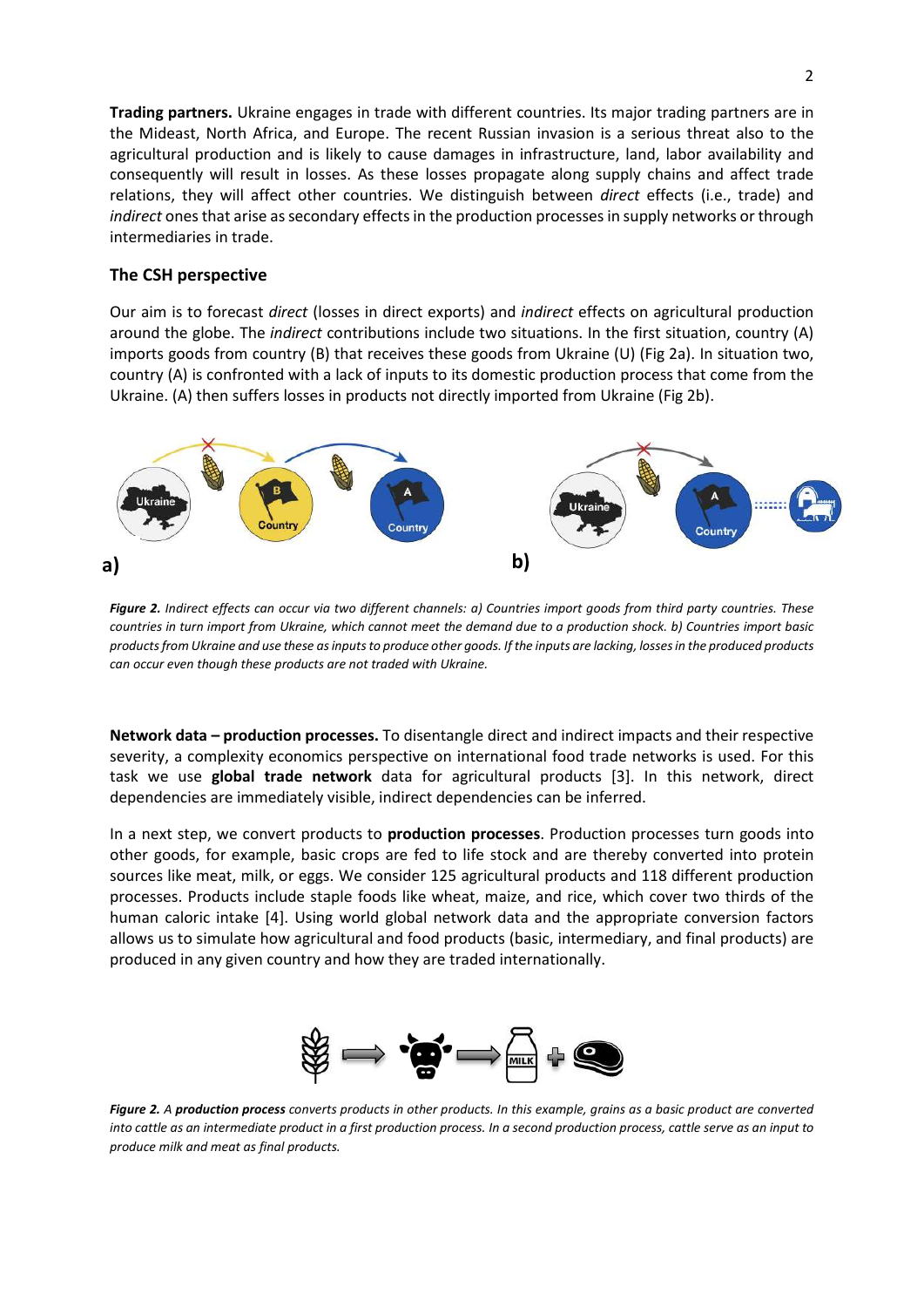**Trading partners.** Ukraine engages in trade with different countries. Its major trading partners are in the Mideast, North Africa, and Europe. The recent Russian invasion is a serious threat also to the agricultural production and is likely to cause damages in infrastructure, land, labor availability and consequently will result in losses. As these losses propagate along supply chains and affect trade relations, they will affect other countries. We distinguish between *direct* effects (i.e., trade) and *indirect* ones that arise as secondary effects in the production processes in supply networks or through intermediaries in trade.

## The CSH perspective

Our aim is to forecast *direct* (losses in direct exports) and *indirect* effects on agricultural production around the globe. The *indirect* contributions include two situations. In the first situation, country (A) imports goods from country (B) that receives these goods from Ukraine (U) (Fig 2a). In situation two, country (A) is confronted with a lack of inputs to its domestic production process that come from the Ukraine. (A) then suffers losses in products not directly imported from Ukraine (Fig 2b).

***Figure 2.*** *Indirect effects can occur via two different channels: a) Countries import goods from third party countries. These countries in turn import from Ukraine, which cannot meet the demand due to a production shock. b) Countries import basic products from Ukraine and use these as inputs to produce other goods. If the inputs are lacking, losses in the produced products can occur even though these products are not traded with Ukraine.*

**Network data – production processes.** To disentangle direct and indirect impacts and their respective severity, a complexity economics perspective on international food trade networks is used. For this task we use **global trade network** data for agricultural products [3]. In this network, direct dependencies are immediately visible, indirect dependencies can be inferred.

In a next step, we convert products to **production processes**. Production processes turn goods into other goods, for example, basic crops are fed to life stock and are thereby converted into protein sources like meat, milk, or eggs. We consider 125 agricultural products and 118 different production processes. Products include staple foods like wheat, maize, and rice, which cover two thirds of the human caloric intake [4]. Using world global network data and the appropriate conversion factors allows us to simulate how agricultural and food products (basic, intermediary, and final products) are produced in any given country and how they are traded internationally.

***Figure 2.*** *A* ***production process*** *converts products in other products. In this example, grains as a basic product are converted into cattle as an intermediate product in a first production process. In a second production process, cattle serve as an input to produce milk and meat as final products.*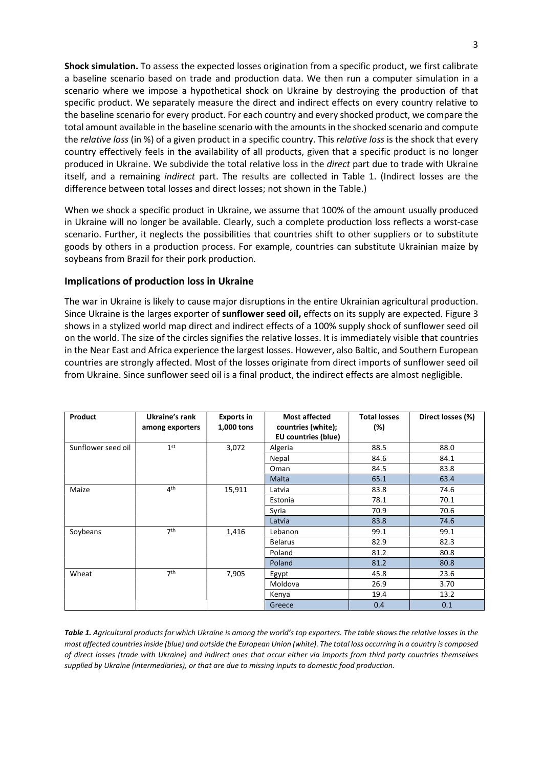**Shock simulation.** To assess the expected losses origination from a specific product, we first calibrate a baseline scenario based on trade and production data. We then run a computer simulation in a scenario where we impose a hypothetical shock on Ukraine by destroying the production of that specific product. We separately measure the direct and indirect effects on every country relative to the baseline scenario for every product. For each country and every shocked product, we compare the total amount available in the baseline scenario with the amounts in the shocked scenario and compute the *relative loss* (in %) of a given product in a specific country. This *relative loss* is the shock that every country effectively feels in the availability of all products, given that a specific product is no longer produced in Ukraine. We subdivide the total relative loss in the *direct* part due to trade with Ukraine itself, and a remaining *indirect* part. The results are collected in Table 1. (Indirect losses are the difference between total losses and direct losses; not shown in the Table.)

When we shock a specific product in Ukraine, we assume that 100% of the amount usually produced in Ukraine will no longer be available. Clearly, such a complete production loss reflects a worst-case scenario. Further, it neglects the possibilities that countries shift to other suppliers or to substitute goods by others in a production process. For example, countries can substitute Ukrainian maize by soybeans from Brazil for their pork production.

## Implications of production loss in Ukraine

The war in Ukraine is likely to cause major disruptions in the entire Ukrainian agricultural production. Since Ukraine is the larges exporter of **sunflower seed oil,** effects on its supply are expected. Figure 3 shows in a stylized world map direct and indirect effects of a 100% supply shock of sunflower seed oil on the world. The size of the circles signifies the relative losses. It is immediately visible that countries in the Near East and Africa experience the largest losses. However, also Baltic, and Southern European countries are strongly affected. Most of the losses originate from direct imports of sunflower seed oil from Ukraine. Since sunflower seed oil is a final product, the indirect effects are almost negligible.

| Product | Ukraine's rank among exporters | Exports in 1,000 tons | Most affected countries (white); EU countries (blue) | Total losses (%) | Direct losses (%) |
|---|---|---|---|---|---|
| Sunflower seed oil | 1st | 3,072 | Algeria | 88.5 | 88.0 |
| | | | Nepal | 84.6 | 84.1 |
| | | | Oman | 84.5 | 83.8 |
| | | | Malta | 65.1 | 63.4 |
| Maize | 4th | 15,911 | Latvia | 83.8 | 74.6 |
| | | | Estonia | 78.1 | 70.1 |
| | | | Syria | 70.9 | 70.6 |
| | | | Latvia | 83.8 | 74.6 |
| Soybeans | 7th | 1,416 | Lebanon | 99.1 | 99.1 |
| | | | Belarus | 82.9 | 82.3 |
| | | | Poland | 81.2 | 80.8 |
| | | | Poland | 81.2 | 80.8 |
| Wheat | 7th | 7,905 | Egypt | 45.8 | 23.6 |
| | | | Moldova | 26.9 | 3.70 |
| | | | Kenya | 19.4 | 13.2 |
| | | | Greece | 0.4 | 0.1 |

***Table 1.*** *Agricultural products for which Ukraine is among the world's top exporters. The table shows the relative losses in the most affected countries inside (blue) and outside the European Union (white). The total loss occurring in a country is composed of direct losses (trade with Ukraine) and indirect ones that occur either via imports from third party countries themselves supplied by Ukraine (intermediaries), or that are due to missing inputs to domestic food production.*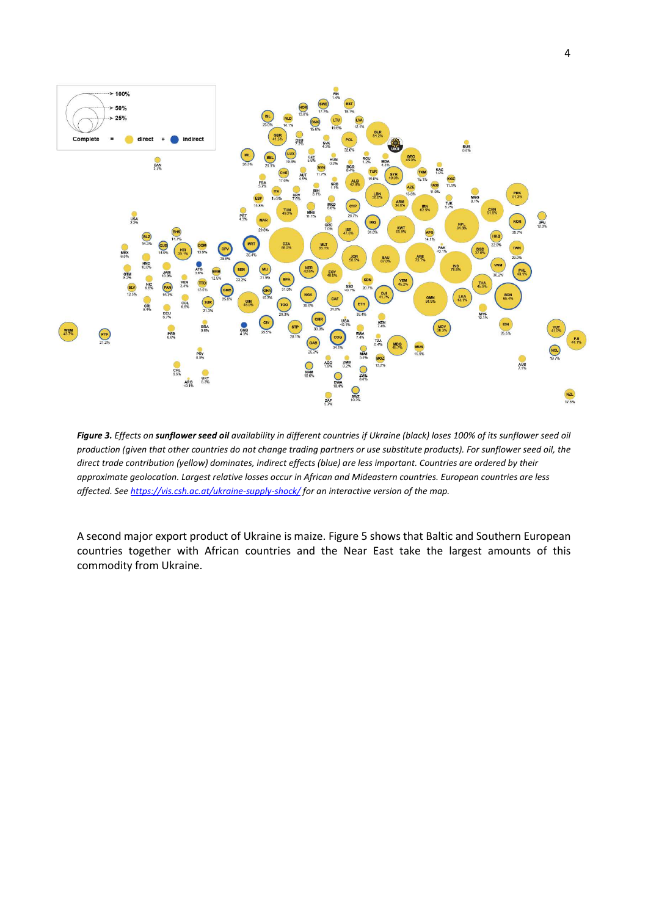***Figure 3.** Effects on **sunflower seed oil** availability in different countries if Ukraine (black) loses 100% of its sunflower seed oil production (given that other countries do not change trading partners or use substitute products). For sunflower seed oil, the direct trade contribution (yellow) dominates, indirect effects (blue) are less important. Countries are ordered by their approximate geolocation. Largest relative losses occur in African and Mideastern countries. European countries are less affected. See https://vis.csh.ac.at/ukraine-supply-shock/ for an interactive version of the map.*

A second major export product of Ukraine is maize. Figure 5 shows that Baltic and Southern European countries together with African countries and the Near East take the largest amounts of this commodity from Ukraine.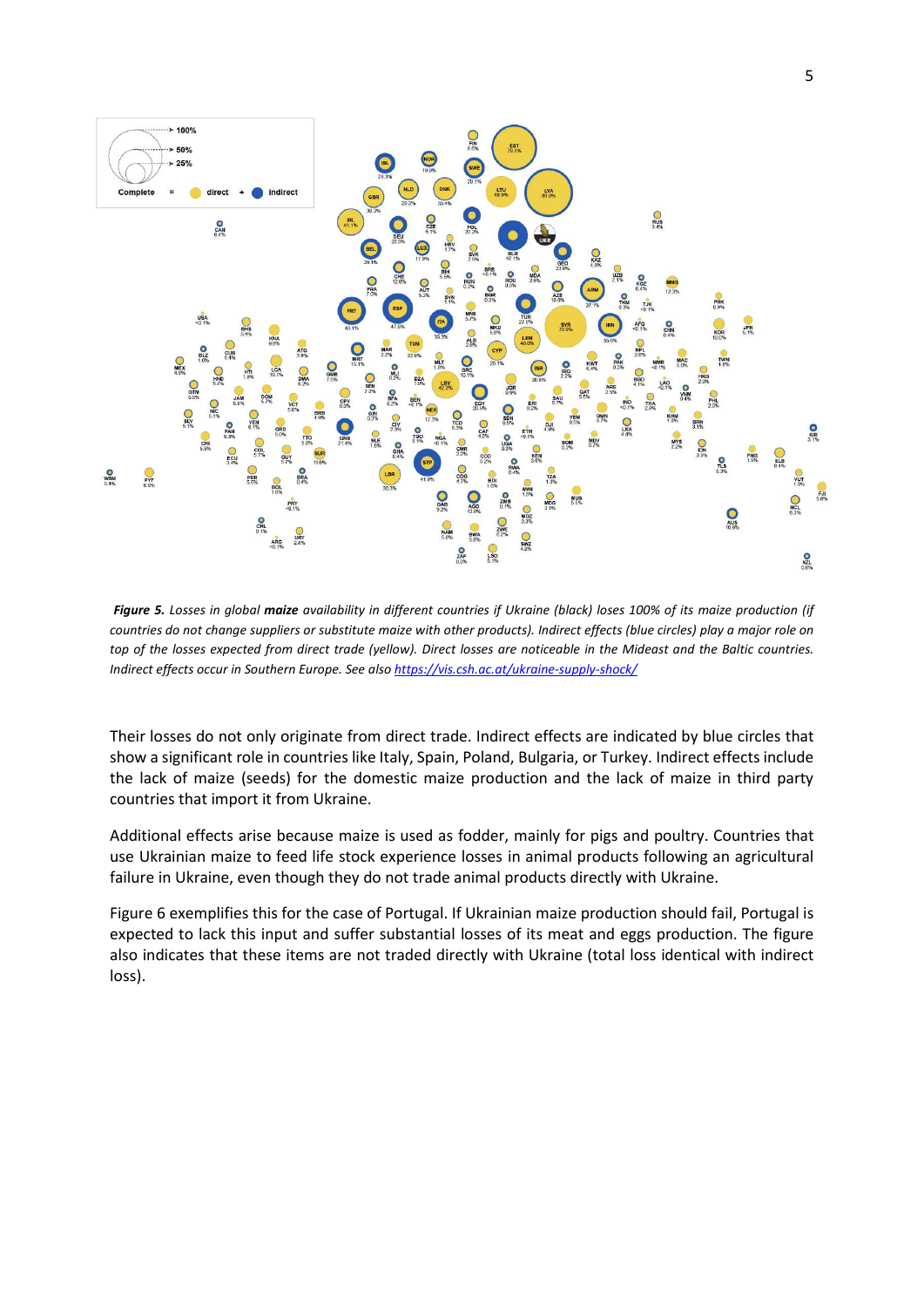***Figure 5.*** *Losses in global **maize** availability in different countries if Ukraine (black) loses 100% of its maize production (if countries do not change suppliers or substitute maize with other products). Indirect effects (blue circles) play a major role on top of the losses expected from direct trade (yellow). Direct losses are noticeable in the Mideast and the Baltic countries. Indirect effects occur in Southern Europe. See also [https://vis.csh.ac.at/ukraine-supply-shock/](https://vis.csh.ac.at/ukraine-supply-shock/)*

Their losses do not only originate from direct trade. Indirect effects are indicated by blue circles that show a significant role in countries like Italy, Spain, Poland, Bulgaria, or Turkey. Indirect effects include the lack of maize (seeds) for the domestic maize production and the lack of maize in third party countries that import it from Ukraine.

Additional effects arise because maize is used as fodder, mainly for pigs and poultry. Countries that use Ukrainian maize to feed life stock experience losses in animal products following an agricultural failure in Ukraine, even though they do not trade animal products directly with Ukraine.

Figure 6 exemplifies this for the case of Portugal. If Ukrainian maize production should fail, Portugal is expected to lack this input and suffer substantial losses of its meat and eggs production. The figure also indicates that these items are not traded directly with Ukraine (total loss identical with indirect loss).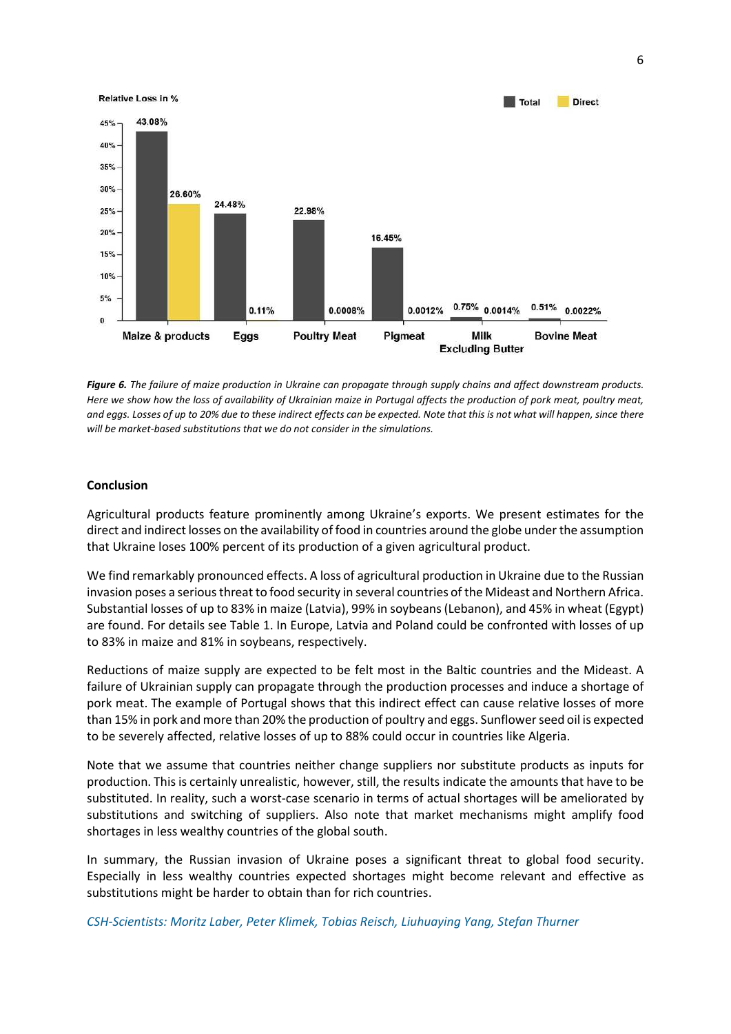*Figure 6. The failure of maize production in Ukraine can propagate through supply chains and affect downstream products. Here we show how the loss of availability of Ukrainian maize in Portugal affects the production of pork meat, poultry meat, and eggs. Losses of up to 20% due to these indirect effects can be expected. Note that this is not what will happen, since there will be market-based substitutions that we do not consider in the simulations.*

**Conclusion**

Agricultural products feature prominently among Ukraine's exports. We present estimates for the direct and indirect losses on the availability of food in countries around the globe under the assumption that Ukraine loses 100% percent of its production of a given agricultural product.

We find remarkably pronounced effects. A loss of agricultural production in Ukraine due to the Russian invasion poses a serious threat to food security in several countries of the Mideast and Northern Africa. Substantial losses of up to 83% in maize (Latvia), 99% in soybeans (Lebanon), and 45% in wheat (Egypt) are found. For details see Table 1. In Europe, Latvia and Poland could be confronted with losses of up to 83% in maize and 81% in soybeans, respectively.

Reductions of maize supply are expected to be felt most in the Baltic countries and the Mideast. A failure of Ukrainian supply can propagate through the production processes and induce a shortage of pork meat. The example of Portugal shows that this indirect effect can cause relative losses of more than 15% in pork and more than 20% the production of poultry and eggs. Sunflower seed oil is expected to be severely affected, relative losses of up to 88% could occur in countries like Algeria.

Note that we assume that countries neither change suppliers nor substitute products as inputs for production. This is certainly unrealistic, however, still, the results indicate the amounts that have to be substituted. In reality, such a worst-case scenario in terms of actual shortages will be ameliorated by substitutions and switching of suppliers. Also note that market mechanisms might amplify food shortages in less wealthy countries of the global south.

In summary, the Russian invasion of Ukraine poses a significant threat to global food security. Especially in less wealthy countries expected shortages might become relevant and effective as substitutions might be harder to obtain than for rich countries.

*CSH-Scientists: Moritz Laber, Peter Klimek, Tobias Reisch, Liuhuaying Yang, Stefan Thurner*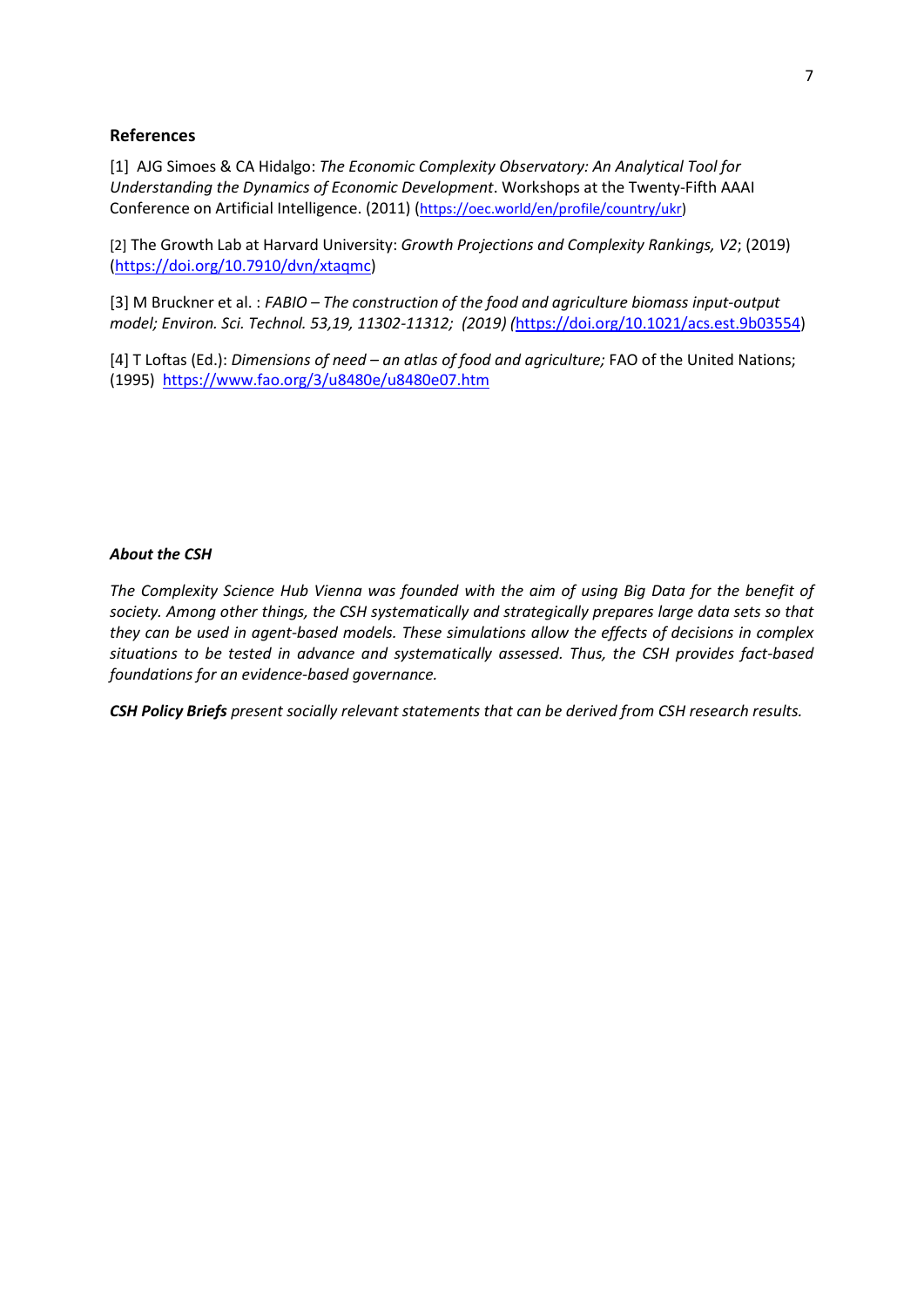## References

[1] AJG Simoes & CA Hidalgo: *The Economic Complexity Observatory: An Analytical Tool for Understanding the Dynamics of Economic Development*. Workshops at the Twenty-Fifth AAAI Conference on Artificial Intelligence. (2011) (https://oec.world/en/profile/country/ukr)

[2] The Growth Lab at Harvard University: *Growth Projections and Complexity Rankings, V2*; (2019) (https://doi.org/10.7910/dvn/xtaqmc)

[3] M Bruckner et al. : *FABIO – The construction of the food and agriculture biomass input-output model; Environ. Sci. Technol. 53,19, 11302-11312; (2019) (*https://doi.org/10.1021/acs.est.9b03554)

[4] T Loftas (Ed.): *Dimensions of need – an atlas of food and agriculture;* FAO of the United Nations; (1995) https://www.fao.org/3/u8480e/u8480e07.htm

***About the CSH***

*The Complexity Science Hub Vienna was founded with the aim of using Big Data for the benefit of society. Among other things, the CSH systematically and strategically prepares large data sets so that they can be used in agent-based models. These simulations allow the effects of decisions in complex situations to be tested in advance and systematically assessed. Thus, the CSH provides fact-based foundations for an evidence-based governance.*

***CSH Policy Briefs*** *present socially relevant statements that can be derived from CSH research results.*